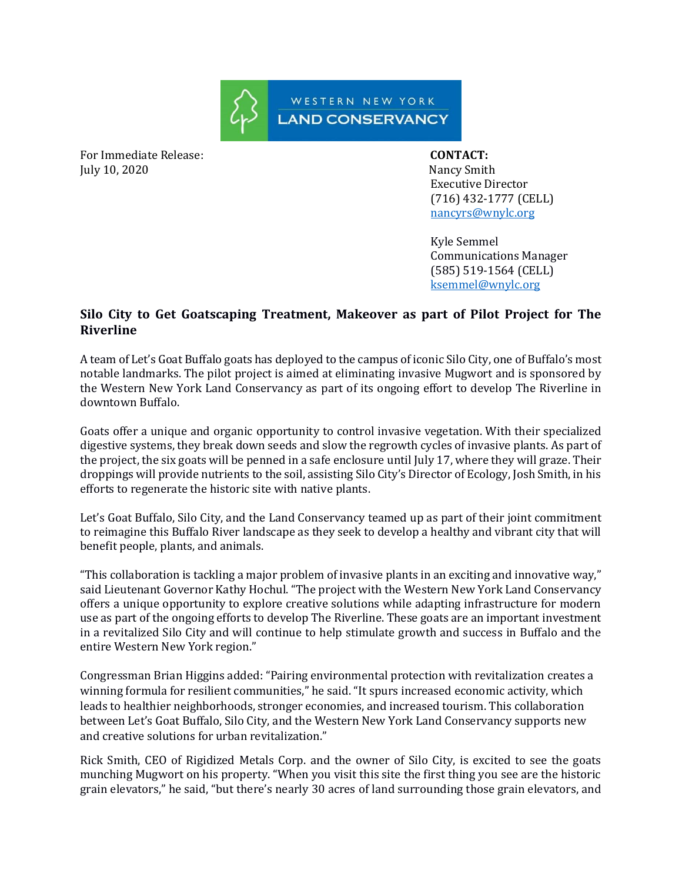WESTERN NEW YORK LAND CONSERVANCY

For Immediate Release:
July 10, 2020

**CONTACT:**
Nancy Smith
Executive Director
(716) 432-1777 (CELL)
nancyrs@wnylc.org

Kyle Semmel
Communications Manager
(585) 519-1564 (CELL)
ksemmel@wnylc.org

**Silo City to Get Goatscaping Treatment, Makeover as part of Pilot Project for The Riverline**

A team of Let's Goat Buffalo goats has deployed to the campus of iconic Silo City, one of Buffalo's most notable landmarks. The pilot project is aimed at eliminating invasive Mugwort and is sponsored by the Western New York Land Conservancy as part of its ongoing effort to develop The Riverline in downtown Buffalo.

Goats offer a unique and organic opportunity to control invasive vegetation. With their specialized digestive systems, they break down seeds and slow the regrowth cycles of invasive plants. As part of the project, the six goats will be penned in a safe enclosure until July 17, where they will graze. Their droppings will provide nutrients to the soil, assisting Silo City's Director of Ecology, Josh Smith, in his efforts to regenerate the historic site with native plants.

Let's Goat Buffalo, Silo City, and the Land Conservancy teamed up as part of their joint commitment to reimagine this Buffalo River landscape as they seek to develop a healthy and vibrant city that will benefit people, plants, and animals.

"This collaboration is tackling a major problem of invasive plants in an exciting and innovative way," said Lieutenant Governor Kathy Hochul. "The project with the Western New York Land Conservancy offers a unique opportunity to explore creative solutions while adapting infrastructure for modern use as part of the ongoing efforts to develop The Riverline. These goats are an important investment in a revitalized Silo City and will continue to help stimulate growth and success in Buffalo and the entire Western New York region."

Congressman Brian Higgins added: "Pairing environmental protection with revitalization creates a winning formula for resilient communities," he said. "It spurs increased economic activity, which leads to healthier neighborhoods, stronger economies, and increased tourism. This collaboration between Let's Goat Buffalo, Silo City, and the Western New York Land Conservancy supports new and creative solutions for urban revitalization."

Rick Smith, CEO of Rigidized Metals Corp. and the owner of Silo City, is excited to see the goats munching Mugwort on his property. "When you visit this site the first thing you see are the historic grain elevators," he said, "but there's nearly 30 acres of land surrounding those grain elevators, and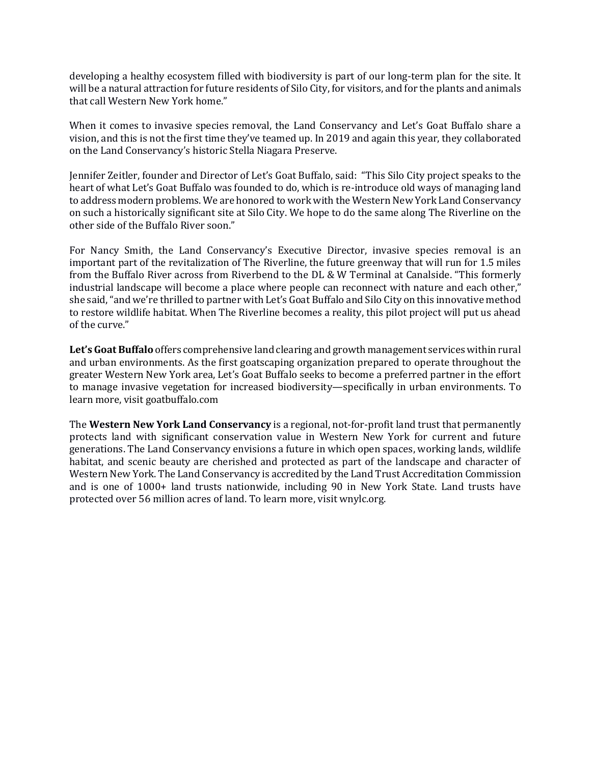developing a healthy ecosystem filled with biodiversity is part of our long-term plan for the site. It will be a natural attraction for future residents of Silo City, for visitors, and for the plants and animals that call Western New York home."

When it comes to invasive species removal, the Land Conservancy and Let's Goat Buffalo share a vision, and this is not the first time they've teamed up. In 2019 and again this year, they collaborated on the Land Conservancy's historic Stella Niagara Preserve.

Jennifer Zeitler, founder and Director of Let's Goat Buffalo, said: "This Silo City project speaks to the heart of what Let's Goat Buffalo was founded to do, which is re-introduce old ways of managing land to address modern problems. We are honored to work with the Western New York Land Conservancy on such a historically significant site at Silo City. We hope to do the same along The Riverline on the other side of the Buffalo River soon."

For Nancy Smith, the Land Conservancy's Executive Director, invasive species removal is an important part of the revitalization of The Riverline, the future greenway that will run for 1.5 miles from the Buffalo River across from Riverbend to the DL & W Terminal at Canalside. "This formerly industrial landscape will become a place where people can reconnect with nature and each other," she said, "and we're thrilled to partner with Let's Goat Buffalo and Silo City on this innovative method to restore wildlife habitat. When The Riverline becomes a reality, this pilot project will put us ahead of the curve."

**Let's Goat Buffalo** offers comprehensive land clearing and growth management services within rural and urban environments. As the first goatscaping organization prepared to operate throughout the greater Western New York area, Let's Goat Buffalo seeks to become a preferred partner in the effort to manage invasive vegetation for increased biodiversity—specifically in urban environments. To learn more, visit goatbuffalo.com

The **Western New York Land Conservancy** is a regional, not-for-profit land trust that permanently protects land with significant conservation value in Western New York for current and future generations. The Land Conservancy envisions a future in which open spaces, working lands, wildlife habitat, and scenic beauty are cherished and protected as part of the landscape and character of Western New York. The Land Conservancy is accredited by the Land Trust Accreditation Commission and is one of 1000+ land trusts nationwide, including 90 in New York State. Land trusts have protected over 56 million acres of land. To learn more, visit wnylc.org.